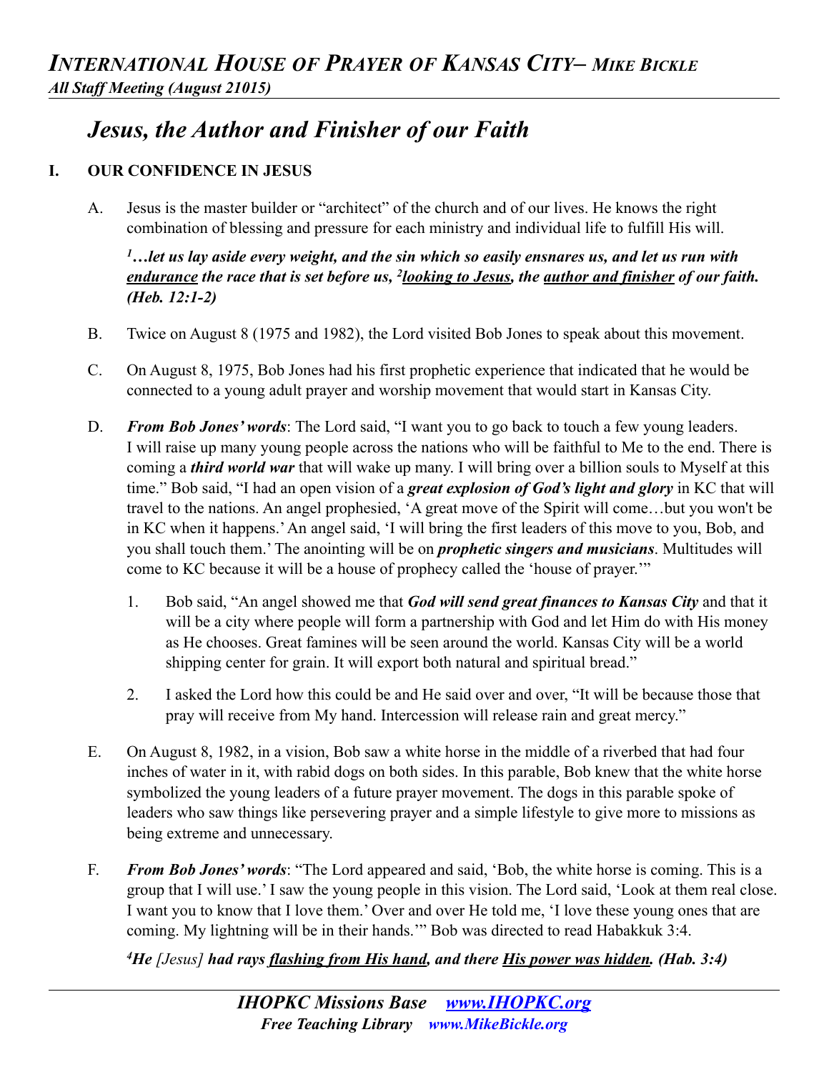# Jesus, the Author and Finisher of our Faith

## I. OUR CONFIDENCE IN JESUS

A. Jesus is the master builder or "architect" of the church and of our lives. He knows the right combination of blessing and pressure for each ministry and individual life to fulfill His will.

***[1]…let us lay aside every weight, and the sin which so easily ensnares us, and let us run with <u>endurance</u> the race that is set before us, [2]<u>looking to Jesus</u>, the <u>author and finisher</u> of our faith. (Heb. 12:1-2)***

B. Twice on August 8 (1975 and 1982), the Lord visited Bob Jones to speak about this movement.

C. On August 8, 1975, Bob Jones had his first prophetic experience that indicated that he would be connected to a young adult prayer and worship movement that would start in Kansas City.

D. ***From Bob Jones' words***: The Lord said, "I want you to go back to touch a few young leaders. I will raise up many young people across the nations who will be faithful to Me to the end. There is coming a ***third world war*** that will wake up many. I will bring over a billion souls to Myself at this time." Bob said, "I had an open vision of a ***great explosion of God's light and glory*** in KC that will travel to the nations. An angel prophesied, 'A great move of the Spirit will come…but you won't be in KC when it happens.' An angel said, 'I will bring the first leaders of this move to you, Bob, and you shall touch them.' The anointing will be on ***prophetic singers and musicians***. Multitudes will come to KC because it will be a house of prophecy called the 'house of prayer.'"

1. Bob said, "An angel showed me that ***God will send great finances to Kansas City*** and that it will be a city where people will form a partnership with God and let Him do with His money as He chooses. Great famines will be seen around the world. Kansas City will be a world shipping center for grain. It will export both natural and spiritual bread."

2. I asked the Lord how this could be and He said over and over, "It will be because those that pray will receive from My hand. Intercession will release rain and great mercy."

E. On August 8, 1982, in a vision, Bob saw a white horse in the middle of a riverbed that had four inches of water in it, with rabid dogs on both sides. In this parable, Bob knew that the white horse symbolized the young leaders of a future prayer movement. The dogs in this parable spoke of leaders who saw things like persevering prayer and a simple lifestyle to give more to missions as being extreme and unnecessary.

F. ***From Bob Jones' words***: "The Lord appeared and said, 'Bob, the white horse is coming. This is a group that I will use.' I saw the young people in this vision. The Lord said, 'Look at them real close. I want you to know that I love them.' Over and over He told me, 'I love these young ones that are coming. My lightning will be in their hands.'" Bob was directed to read Habakkuk 3:4.

***[4]He** [Jesus] **had rays <u>flashing from His hand</u>, and there <u>His power was hidden</u>. (Hab. 3:4)***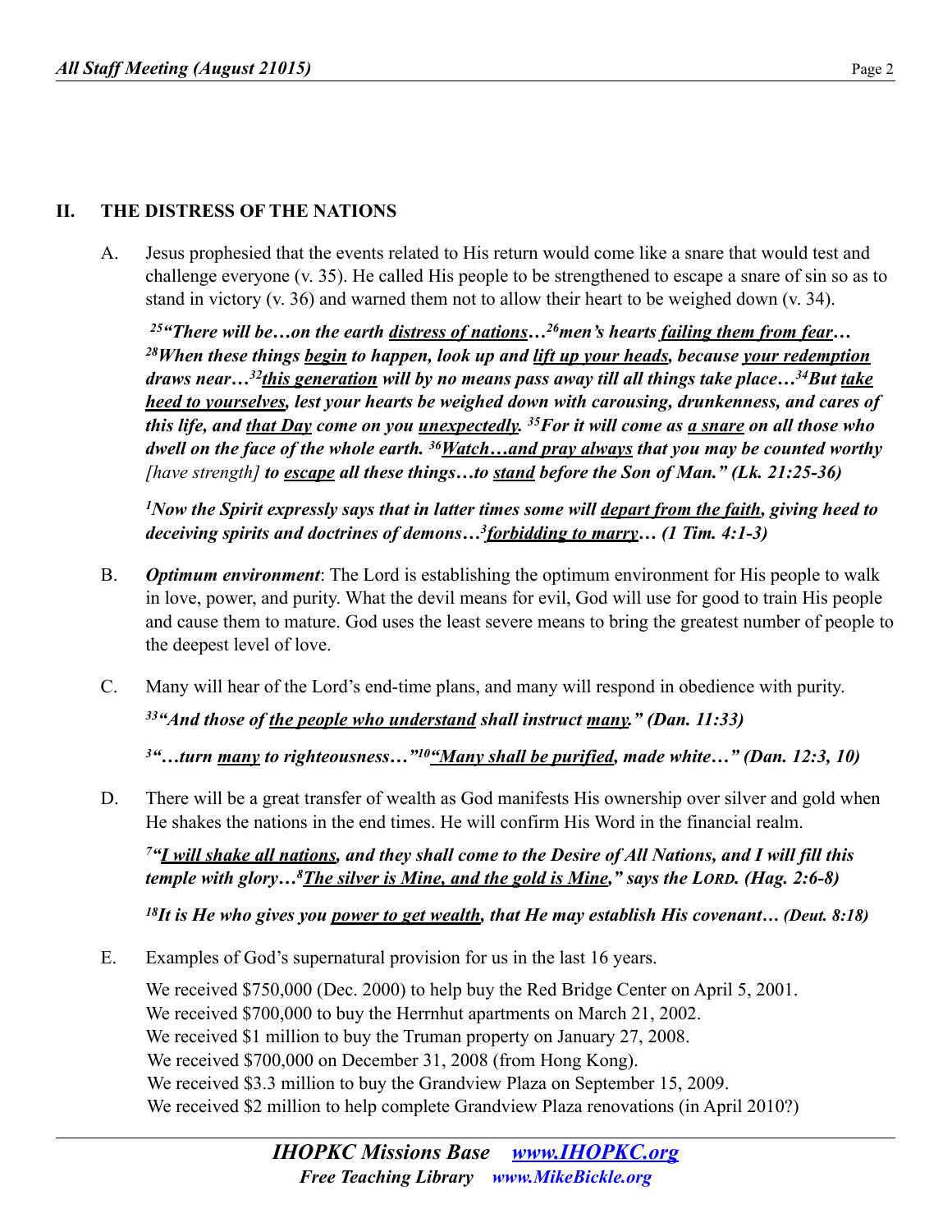## II. THE DISTRESS OF THE NATIONS

A. Jesus prophesied that the events related to His return would come like a snare that would test and challenge everyone (v. 35). He called His people to be strengthened to escape a snare of sin so as to stand in victory (v. 36) and warned them not to allow their heart to be weighed down (v. 34).

***[25]"There will be…on the earth <u>distress of nations</u>…[26]men's hearts <u>failing them from fear</u>…[28]When these things <u>begin</u> to happen, look up and <u>lift up your heads</u>, because <u>your redemption</u> draws near…[32]<u>this generation</u> will by no means pass away till all things take place…[34]But <u>take heed to yourselves</u>, lest your hearts be weighed down with carousing, drunkenness, and cares of this life, and <u>that Day</u> come on you <u>unexpectedly</u>. [35]For it will come as <u>a snare</u> on all those who dwell on the face of the whole earth. [36]<u>Watch…and pray always</u> that you may be counted worthy*** *[have strength]* ***to <u>escape</u> all these things…to <u>stand</u> before the Son of Man." (Lk. 21:25-36)***

***[1]Now the Spirit expressly says that in latter times some will <u>depart from the faith</u>, giving heed to deceiving spirits and doctrines of demons…[3]<u>forbidding to marry</u>… (1 Tim. 4:1-3)***

B. ***Optimum environment***: The Lord is establishing the optimum environment for His people to walk in love, power, and purity. What the devil means for evil, God will use for good to train His people and cause them to mature. God uses the least severe means to bring the greatest number of people to the deepest level of love.

C. Many will hear of the Lord's end-time plans, and many will respond in obedience with purity.

***[33]"And those of <u>the people who understand</u> shall instruct <u>many</u>." (Dan. 11:33)***

***[3]"…turn <u>many</u> to righteousness…"[10]"<u>Many shall be purified</u>, made white…" (Dan. 12:3, 10)***

D. There will be a great transfer of wealth as God manifests His ownership over silver and gold when He shakes the nations in the end times. He will confirm His Word in the financial realm.

***[7]"<u>I will shake all nations</u>, and they shall come to the Desire of All Nations, and I will fill this temple with glory…[8]<u>The silver is Mine, and the gold is Mine</u>," says the LORD. (Hag. 2:6-8)***

***[18]It is He who gives you <u>power to get wealth</u>, that He may establish His covenant… (Deut. 8:18)***

E. Examples of God's supernatural provision for us in the last 16 years.

We received $750,000 (Dec. 2000) to help buy the Red Bridge Center on April 5, 2001.
We received $700,000 to buy the Herrnhut apartments on March 21, 2002.
We received $1 million to buy the Truman property on January 27, 2008.
We received $700,000 on December 31, 2008 (from Hong Kong).
We received $3.3 million to buy the Grandview Plaza on September 15, 2009.
We received $2 million to help complete Grandview Plaza renovations (in April 2010?)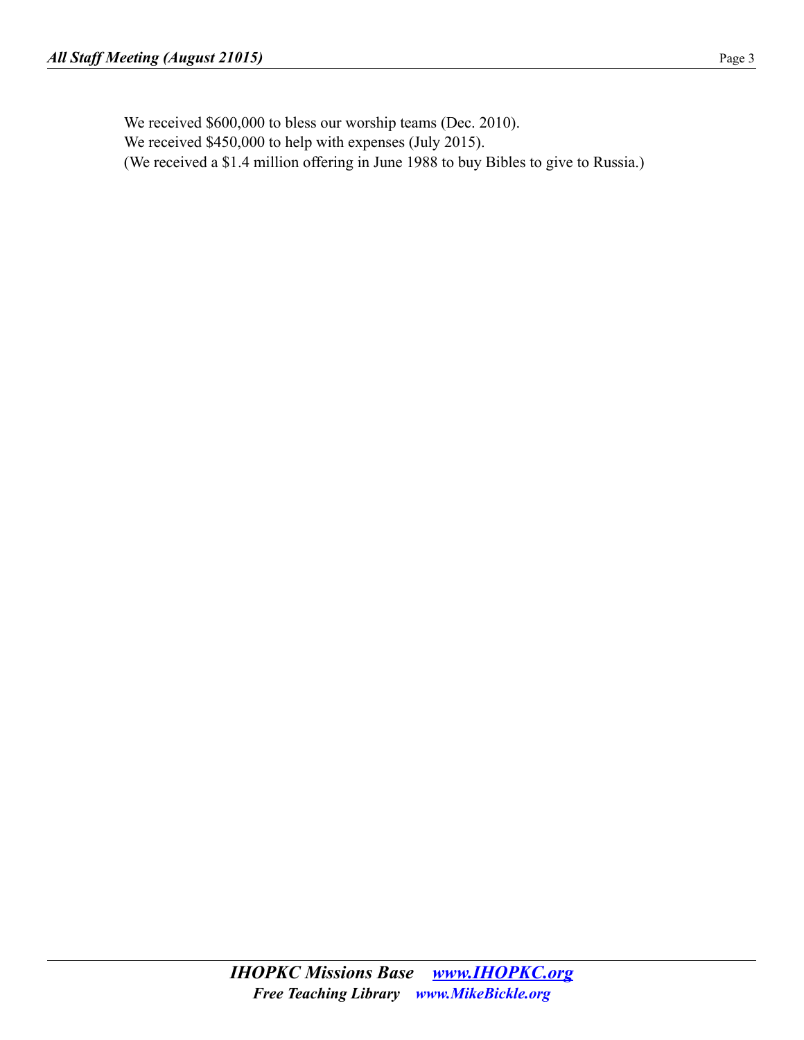We received $600,000 to bless our worship teams (Dec. 2010).
We received $450,000 to help with expenses (July 2015).
(We received a $1.4 million offering in June 1988 to buy Bibles to give to Russia.)